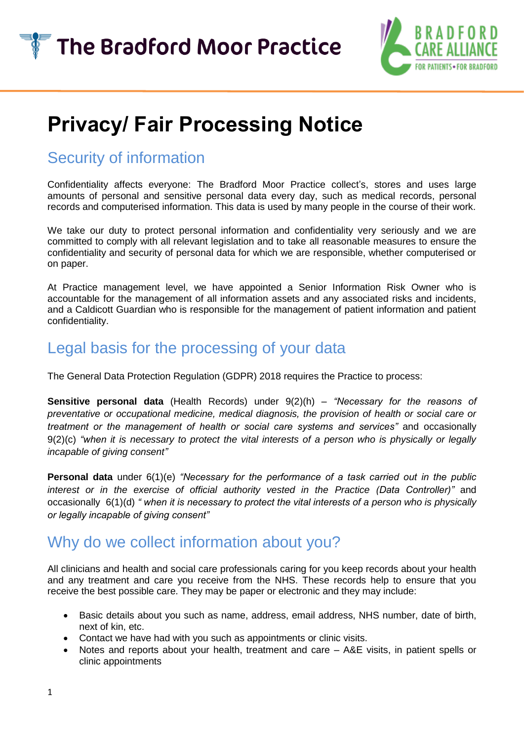The Bradford Moor Practice

BRADFORD CARE ALLIANCE
FOR PATIENTS • FOR BRADFORD

# Privacy/ Fair Processing Notice

## Security of information

Confidentiality affects everyone: The Bradford Moor Practice collect's, stores and uses large amounts of personal and sensitive personal data every day, such as medical records, personal records and computerised information. This data is used by many people in the course of their work.

We take our duty to protect personal information and confidentiality very seriously and we are committed to comply with all relevant legislation and to take all reasonable measures to ensure the confidentiality and security of personal data for which we are responsible, whether computerised or on paper.

At Practice management level, we have appointed a Senior Information Risk Owner who is accountable for the management of all information assets and any associated risks and incidents, and a Caldicott Guardian who is responsible for the management of patient information and patient confidentiality.

## Legal basis for the processing of your data

The General Data Protection Regulation (GDPR) 2018 requires the Practice to process:

**Sensitive personal data** (Health Records) under 9(2)(h) – *"Necessary for the reasons of preventative or occupational medicine, medical diagnosis, the provision of health or social care or treatment or the management of health or social care systems and services"* and occasionally 9(2)(c) *"when it is necessary to protect the vital interests of a person who is physically or legally incapable of giving consent"*

**Personal data** under 6(1)(e) *"Necessary for the performance of a task carried out in the public interest or in the exercise of official authority vested in the Practice (Data Controller)"* and occasionally 6(1)(d) *" when it is necessary to protect the vital interests of a person who is physically or legally incapable of giving consent"*

## Why do we collect information about you?

All clinicians and health and social care professionals caring for you keep records about your health and any treatment and care you receive from the NHS. These records help to ensure that you receive the best possible care. They may be paper or electronic and they may include:

- Basic details about you such as name, address, email address, NHS number, date of birth, next of kin, etc.
- Contact we have had with you such as appointments or clinic visits.
- Notes and reports about your health, treatment and care – A&E visits, in patient spells or clinic appointments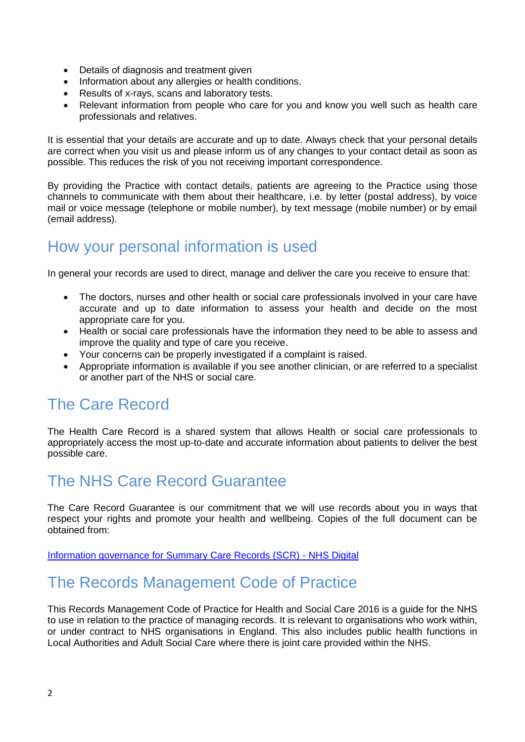- Details of diagnosis and treatment given
- Information about any allergies or health conditions.
- Results of x-rays, scans and laboratory tests.
- Relevant information from people who care for you and know you well such as health care professionals and relatives.

It is essential that your details are accurate and up to date. Always check that your personal details are correct when you visit us and please inform us of any changes to your contact detail as soon as possible. This reduces the risk of you not receiving important correspondence.

By providing the Practice with contact details, patients are agreeing to the Practice using those channels to communicate with them about their healthcare, i.e. by letter (postal address), by voice mail or voice message (telephone or mobile number), by text message (mobile number) or by email (email address).

## How your personal information is used

In general your records are used to direct, manage and deliver the care you receive to ensure that:

- The doctors, nurses and other health or social care professionals involved in your care have accurate and up to date information to assess your health and decide on the most appropriate care for you.
- Health or social care professionals have the information they need to be able to assess and improve the quality and type of care you receive.
- Your concerns can be properly investigated if a complaint is raised.
- Appropriate information is available if you see another clinician, or are referred to a specialist or another part of the NHS or social care.

## The Care Record

The Health Care Record is a shared system that allows Health or social care professionals to appropriately access the most up-to-date and accurate information about patients to deliver the best possible care.

## The NHS Care Record Guarantee

The Care Record Guarantee is our commitment that we will use records about you in ways that respect your rights and promote your health and wellbeing. Copies of the full document can be obtained from:

Information governance for Summary Care Records (SCR) - NHS Digital

## The Records Management Code of Practice

This Records Management Code of Practice for Health and Social Care 2016 is a guide for the NHS to use in relation to the practice of managing records. It is relevant to organisations who work within, or under contract to NHS organisations in England. This also includes public health functions in Local Authorities and Adult Social Care where there is joint care provided within the NHS.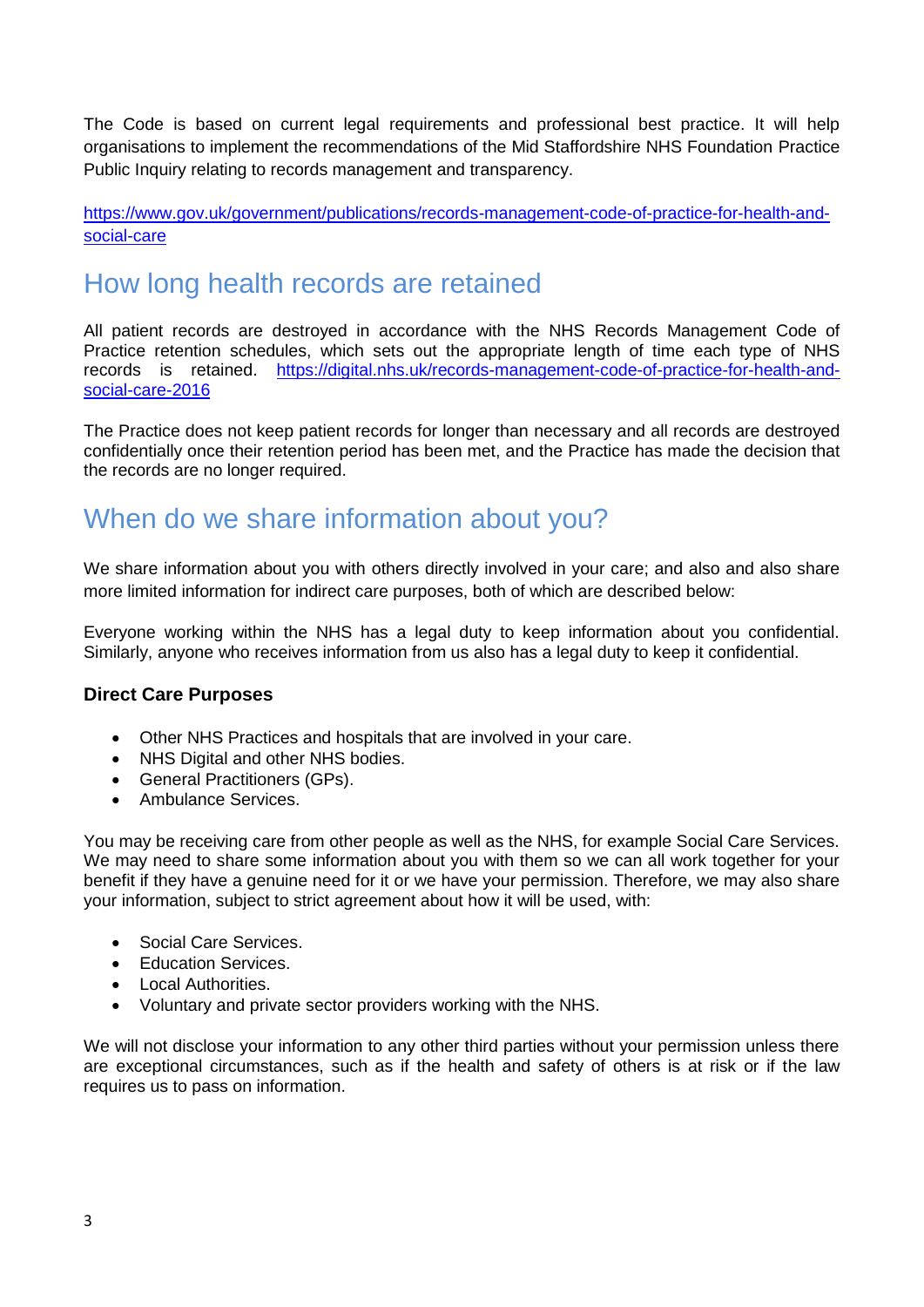The Code is based on current legal requirements and professional best practice. It will help organisations to implement the recommendations of the Mid Staffordshire NHS Foundation Practice Public Inquiry relating to records management and transparency.

https://www.gov.uk/government/publications/records-management-code-of-practice-for-health-and-social-care

## How long health records are retained

All patient records are destroyed in accordance with the NHS Records Management Code of Practice retention schedules, which sets out the appropriate length of time each type of NHS records is retained. https://digital.nhs.uk/records-management-code-of-practice-for-health-and-social-care-2016

The Practice does not keep patient records for longer than necessary and all records are destroyed confidentially once their retention period has been met, and the Practice has made the decision that the records are no longer required.

## When do we share information about you?

We share information about you with others directly involved in your care; and also and also share more limited information for indirect care purposes, both of which are described below:

Everyone working within the NHS has a legal duty to keep information about you confidential. Similarly, anyone who receives information from us also has a legal duty to keep it confidential.

### Direct Care Purposes

- Other NHS Practices and hospitals that are involved in your care.
- NHS Digital and other NHS bodies.
- General Practitioners (GPs).
- Ambulance Services.

You may be receiving care from other people as well as the NHS, for example Social Care Services. We may need to share some information about you with them so we can all work together for your benefit if they have a genuine need for it or we have your permission. Therefore, we may also share your information, subject to strict agreement about how it will be used, with:

- Social Care Services.
- Education Services.
- Local Authorities.
- Voluntary and private sector providers working with the NHS.

We will not disclose your information to any other third parties without your permission unless there are exceptional circumstances, such as if the health and safety of others is at risk or if the law requires us to pass on information.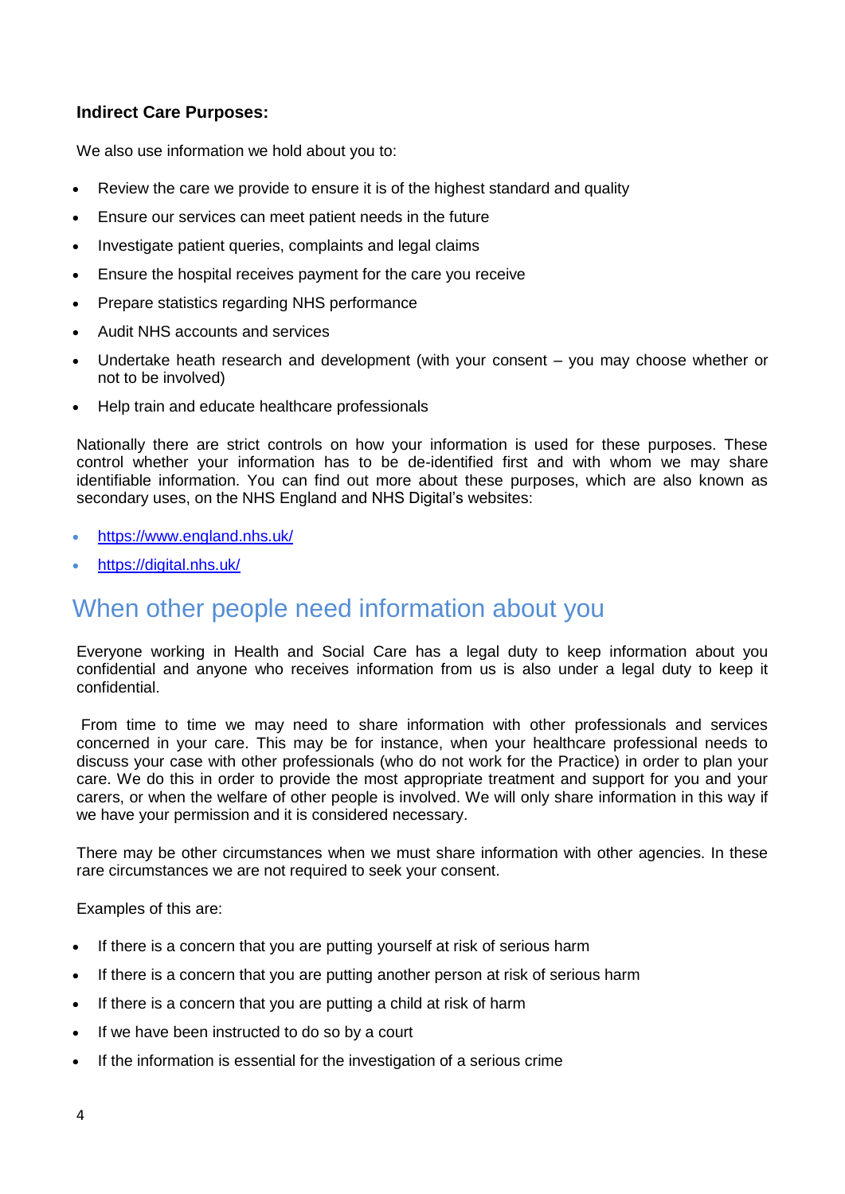**Indirect Care Purposes:**

We also use information we hold about you to:

- Review the care we provide to ensure it is of the highest standard and quality
- Ensure our services can meet patient needs in the future
- Investigate patient queries, complaints and legal claims
- Ensure the hospital receives payment for the care you receive
- Prepare statistics regarding NHS performance
- Audit NHS accounts and services
- Undertake heath research and development (with your consent – you may choose whether or not to be involved)
- Help train and educate healthcare professionals

Nationally there are strict controls on how your information is used for these purposes. These control whether your information has to be de-identified first and with whom we may share identifiable information. You can find out more about these purposes, which are also known as secondary uses, on the NHS England and NHS Digital's websites:

- https://www.england.nhs.uk/
- https://digital.nhs.uk/

## When other people need information about you

Everyone working in Health and Social Care has a legal duty to keep information about you confidential and anyone who receives information from us is also under a legal duty to keep it confidential.

From time to time we may need to share information with other professionals and services concerned in your care. This may be for instance, when your healthcare professional needs to discuss your case with other professionals (who do not work for the Practice) in order to plan your care. We do this in order to provide the most appropriate treatment and support for you and your carers, or when the welfare of other people is involved. We will only share information in this way if we have your permission and it is considered necessary.

There may be other circumstances when we must share information with other agencies. In these rare circumstances we are not required to seek your consent.

Examples of this are:

- If there is a concern that you are putting yourself at risk of serious harm
- If there is a concern that you are putting another person at risk of serious harm
- If there is a concern that you are putting a child at risk of harm
- If we have been instructed to do so by a court
- If the information is essential for the investigation of a serious crime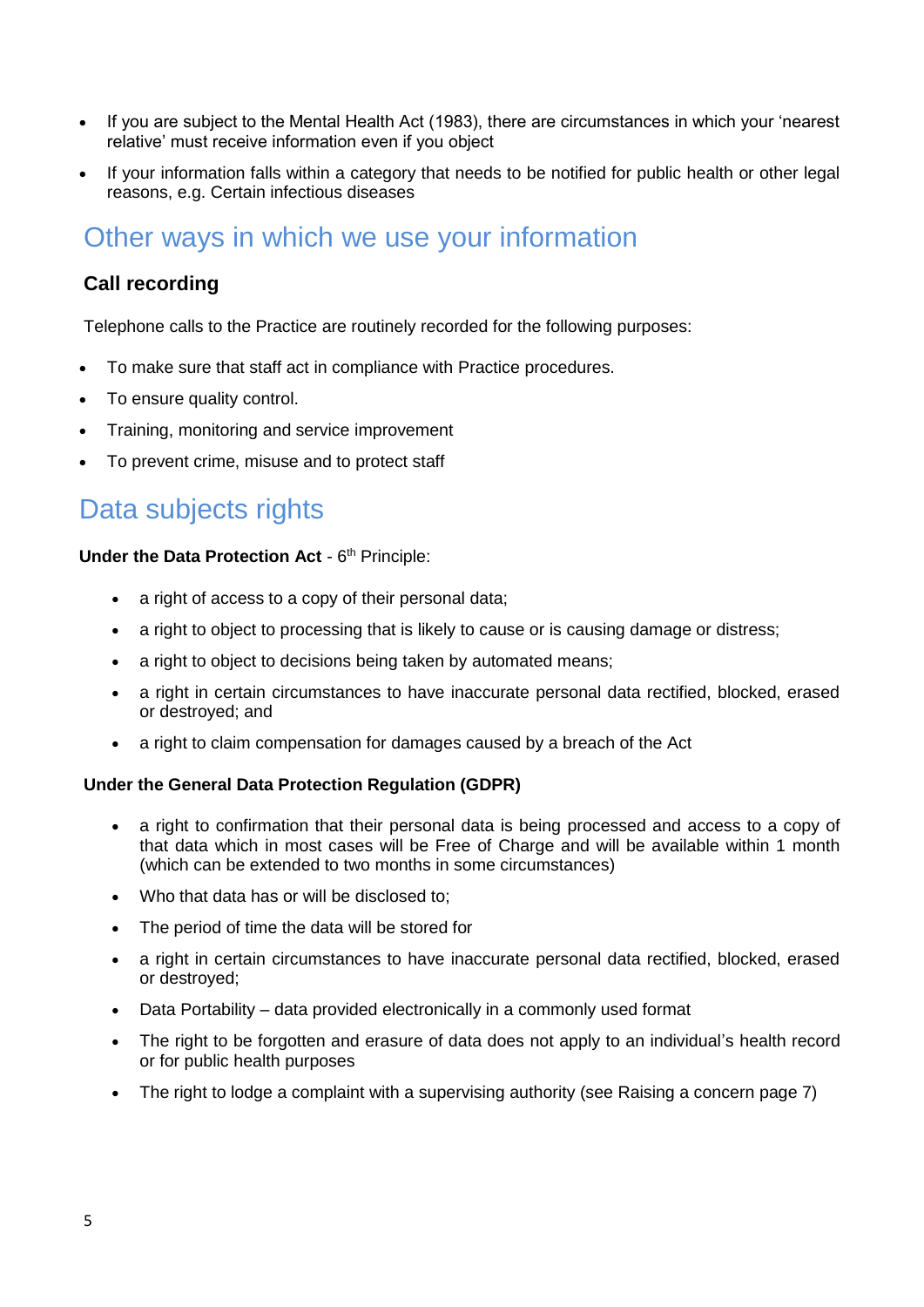- If you are subject to the Mental Health Act (1983), there are circumstances in which your 'nearest relative' must receive information even if you object
- If your information falls within a category that needs to be notified for public health or other legal reasons, e.g. Certain infectious diseases

## Other ways in which we use your information

### Call recording

Telephone calls to the Practice are routinely recorded for the following purposes:

- To make sure that staff act in compliance with Practice procedures.
- To ensure quality control.
- Training, monitoring and service improvement
- To prevent crime, misuse and to protect staff

## Data subjects rights

**Under the Data Protection Act** - 6th Principle:

- a right of access to a copy of their personal data;
- a right to object to processing that is likely to cause or is causing damage or distress;
- a right to object to decisions being taken by automated means;
- a right in certain circumstances to have inaccurate personal data rectified, blocked, erased or destroyed; and
- a right to claim compensation for damages caused by a breach of the Act

**Under the General Data Protection Regulation (GDPR)**

- a right to confirmation that their personal data is being processed and access to a copy of that data which in most cases will be Free of Charge and will be available within 1 month (which can be extended to two months in some circumstances)
- Who that data has or will be disclosed to;
- The period of time the data will be stored for
- a right in certain circumstances to have inaccurate personal data rectified, blocked, erased or destroyed;
- Data Portability – data provided electronically in a commonly used format
- The right to be forgotten and erasure of data does not apply to an individual's health record or for public health purposes
- The right to lodge a complaint with a supervising authority (see Raising a concern page 7)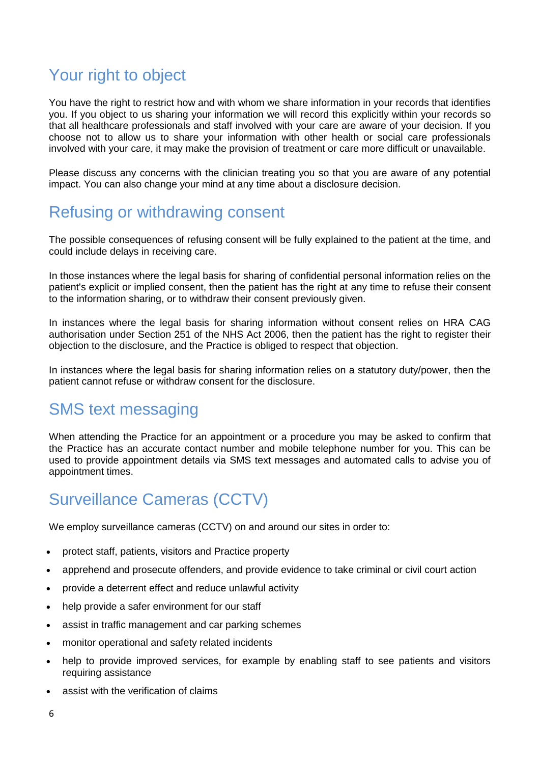## Your right to object

You have the right to restrict how and with whom we share information in your records that identifies you. If you object to us sharing your information we will record this explicitly within your records so that all healthcare professionals and staff involved with your care are aware of your decision. If you choose not to allow us to share your information with other health or social care professionals involved with your care, it may make the provision of treatment or care more difficult or unavailable.

Please discuss any concerns with the clinician treating you so that you are aware of any potential impact. You can also change your mind at any time about a disclosure decision.

## Refusing or withdrawing consent

The possible consequences of refusing consent will be fully explained to the patient at the time, and could include delays in receiving care.

In those instances where the legal basis for sharing of confidential personal information relies on the patient's explicit or implied consent, then the patient has the right at any time to refuse their consent to the information sharing, or to withdraw their consent previously given.

In instances where the legal basis for sharing information without consent relies on HRA CAG authorisation under Section 251 of the NHS Act 2006, then the patient has the right to register their objection to the disclosure, and the Practice is obliged to respect that objection.

In instances where the legal basis for sharing information relies on a statutory duty/power, then the patient cannot refuse or withdraw consent for the disclosure.

## SMS text messaging

When attending the Practice for an appointment or a procedure you may be asked to confirm that the Practice has an accurate contact number and mobile telephone number for you. This can be used to provide appointment details via SMS text messages and automated calls to advise you of appointment times.

## Surveillance Cameras (CCTV)

We employ surveillance cameras (CCTV) on and around our sites in order to:

- protect staff, patients, visitors and Practice property
- apprehend and prosecute offenders, and provide evidence to take criminal or civil court action
- provide a deterrent effect and reduce unlawful activity
- help provide a safer environment for our staff
- assist in traffic management and car parking schemes
- monitor operational and safety related incidents
- help to provide improved services, for example by enabling staff to see patients and visitors requiring assistance
- assist with the verification of claims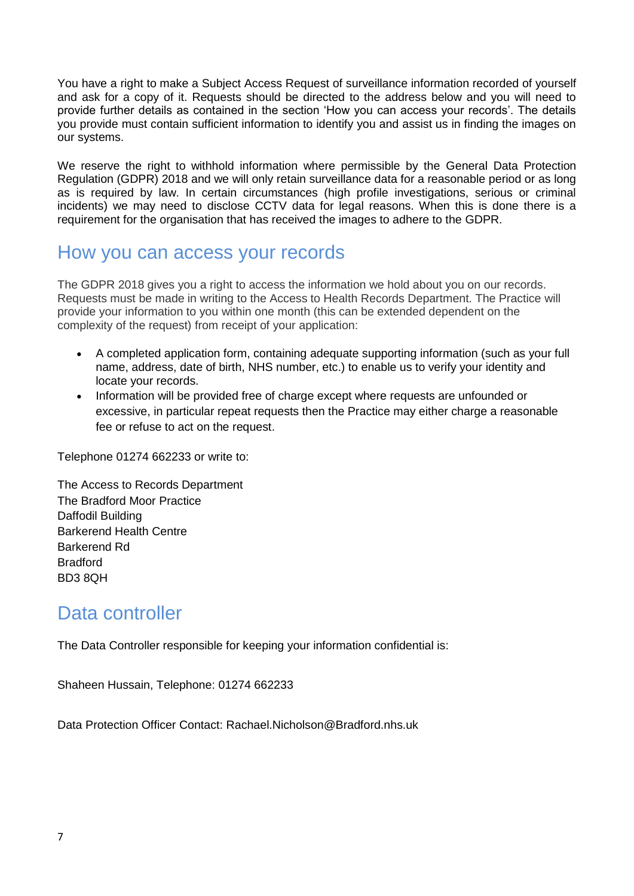You have a right to make a Subject Access Request of surveillance information recorded of yourself and ask for a copy of it. Requests should be directed to the address below and you will need to provide further details as contained in the section 'How you can access your records'. The details you provide must contain sufficient information to identify you and assist us in finding the images on our systems.

We reserve the right to withhold information where permissible by the General Data Protection Regulation (GDPR) 2018 and we will only retain surveillance data for a reasonable period or as long as is required by law. In certain circumstances (high profile investigations, serious or criminal incidents) we may need to disclose CCTV data for legal reasons. When this is done there is a requirement for the organisation that has received the images to adhere to the GDPR.

## How you can access your records

The GDPR 2018 gives you a right to access the information we hold about you on our records. Requests must be made in writing to the Access to Health Records Department. The Practice will provide your information to you within one month (this can be extended dependent on the complexity of the request) from receipt of your application:

- A completed application form, containing adequate supporting information (such as your full name, address, date of birth, NHS number, etc.) to enable us to verify your identity and locate your records.
- Information will be provided free of charge except where requests are unfounded or excessive, in particular repeat requests then the Practice may either charge a reasonable fee or refuse to act on the request.

Telephone 01274 662233 or write to:

The Access to Records Department
The Bradford Moor Practice
Daffodil Building
Barkerend Health Centre
Barkerend Rd
Bradford
BD3 8QH

## Data controller

The Data Controller responsible for keeping your information confidential is:

Shaheen Hussain, Telephone: 01274 662233

Data Protection Officer Contact: Rachael.Nicholson@Bradford.nhs.uk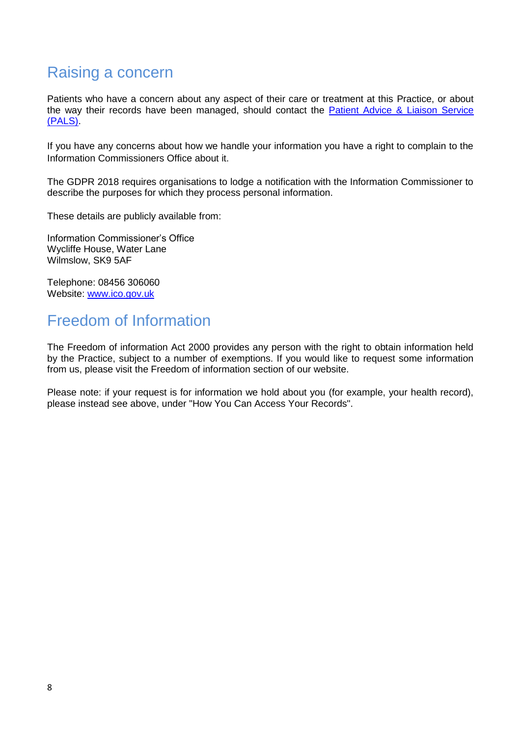## Raising a concern

Patients who have a concern about any aspect of their care or treatment at this Practice, or about the way their records have been managed, should contact the Patient Advice & Liaison Service (PALS).

If you have any concerns about how we handle your information you have a right to complain to the Information Commissioners Office about it.

The GDPR 2018 requires organisations to lodge a notification with the Information Commissioner to describe the purposes for which they process personal information.

These details are publicly available from:

Information Commissioner's Office
Wycliffe House, Water Lane
Wilmslow, SK9 5AF

Telephone: 08456 306060
Website: www.ico.gov.uk

## Freedom of Information

The Freedom of information Act 2000 provides any person with the right to obtain information held by the Practice, subject to a number of exemptions. If you would like to request some information from us, please visit the Freedom of information section of our website.

Please note: if your request is for information we hold about you (for example, your health record), please instead see above, under "How You Can Access Your Records".